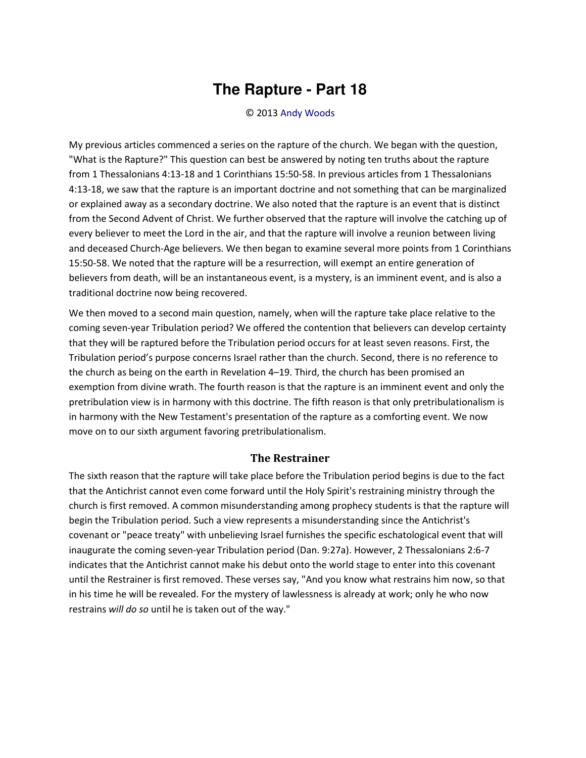# The Rapture - Part 18

© 2013 Andy Woods

My previous articles commenced a series on the rapture of the church. We began with the question, "What is the Rapture?" This question can best be answered by noting ten truths about the rapture from 1 Thessalonians 4:13-18 and 1 Corinthians 15:50-58. In previous articles from 1 Thessalonians 4:13-18, we saw that the rapture is an important doctrine and not something that can be marginalized or explained away as a secondary doctrine. We also noted that the rapture is an event that is distinct from the Second Advent of Christ. We further observed that the rapture will involve the catching up of every believer to meet the Lord in the air, and that the rapture will involve a reunion between living and deceased Church-Age believers. We then began to examine several more points from 1 Corinthians 15:50-58. We noted that the rapture will be a resurrection, will exempt an entire generation of believers from death, will be an instantaneous event, is a mystery, is an imminent event, and is also a traditional doctrine now being recovered.

We then moved to a second main question, namely, when will the rapture take place relative to the coming seven-year Tribulation period? We offered the contention that believers can develop certainty that they will be raptured before the Tribulation period occurs for at least seven reasons. First, the Tribulation period's purpose concerns Israel rather than the church. Second, there is no reference to the church as being on the earth in Revelation 4–19. Third, the church has been promised an exemption from divine wrath. The fourth reason is that the rapture is an imminent event and only the pretribulation view is in harmony with this doctrine. The fifth reason is that only pretribulationalism is in harmony with the New Testament's presentation of the rapture as a comforting event. We now move on to our sixth argument favoring pretribulationalism.

## The Restrainer

The sixth reason that the rapture will take place before the Tribulation period begins is due to the fact that the Antichrist cannot even come forward until the Holy Spirit's restraining ministry through the church is first removed. A common misunderstanding among prophecy students is that the rapture will begin the Tribulation period. Such a view represents a misunderstanding since the Antichrist's covenant or "peace treaty" with unbelieving Israel furnishes the specific eschatological event that will inaugurate the coming seven-year Tribulation period (Dan. 9:27a). However, 2 Thessalonians 2:6-7 indicates that the Antichrist cannot make his debut onto the world stage to enter into this covenant until the Restrainer is first removed. These verses say, "And you know what restrains him now, so that in his time he will be revealed. For the mystery of lawlessness is already at work; only he who now restrains *will do so* until he is taken out of the way."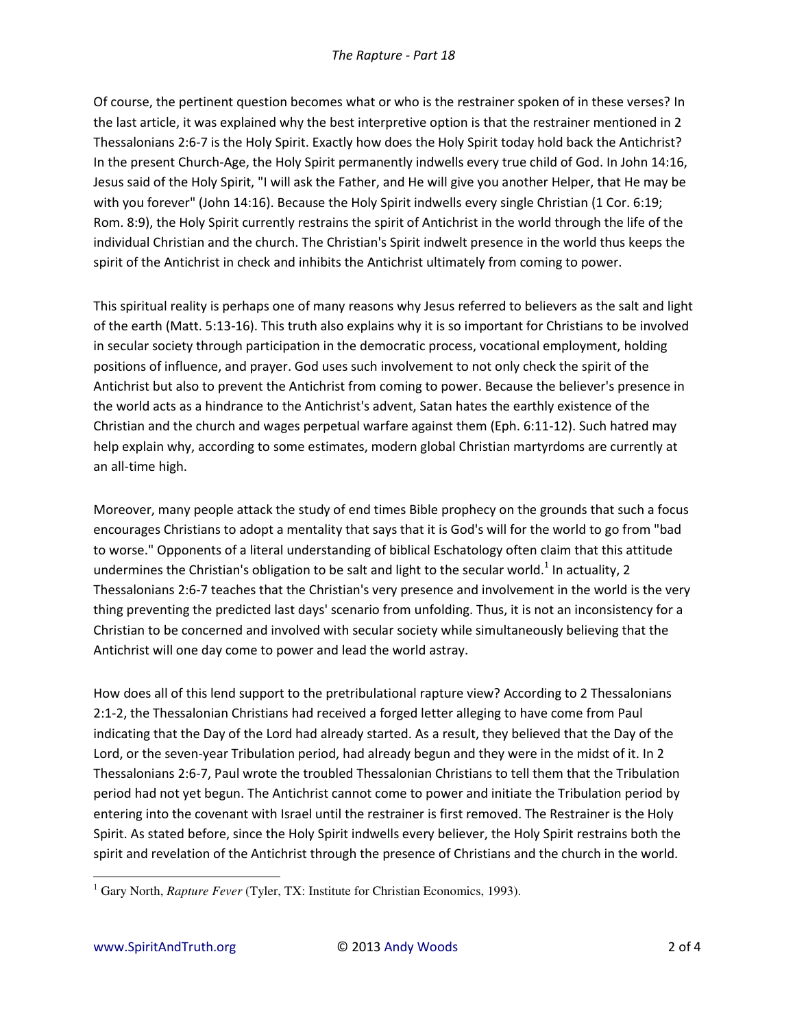Of course, the pertinent question becomes what or who is the restrainer spoken of in these verses? In the last article, it was explained why the best interpretive option is that the restrainer mentioned in 2 Thessalonians 2:6-7 is the Holy Spirit. Exactly how does the Holy Spirit today hold back the Antichrist? In the present Church-Age, the Holy Spirit permanently indwells every true child of God. In John 14:16, Jesus said of the Holy Spirit, "I will ask the Father, and He will give you another Helper, that He may be with you forever" (John 14:16). Because the Holy Spirit indwells every single Christian (1 Cor. 6:19; Rom. 8:9), the Holy Spirit currently restrains the spirit of Antichrist in the world through the life of the individual Christian and the church. The Christian's Spirit indwelt presence in the world thus keeps the spirit of the Antichrist in check and inhibits the Antichrist ultimately from coming to power.

This spiritual reality is perhaps one of many reasons why Jesus referred to believers as the salt and light of the earth (Matt. 5:13-16). This truth also explains why it is so important for Christians to be involved in secular society through participation in the democratic process, vocational employment, holding positions of influence, and prayer. God uses such involvement to not only check the spirit of the Antichrist but also to prevent the Antichrist from coming to power. Because the believer's presence in the world acts as a hindrance to the Antichrist's advent, Satan hates the earthly existence of the Christian and the church and wages perpetual warfare against them (Eph. 6:11-12). Such hatred may help explain why, according to some estimates, modern global Christian martyrdoms are currently at an all-time high.

Moreover, many people attack the study of end times Bible prophecy on the grounds that such a focus encourages Christians to adopt a mentality that says that it is God's will for the world to go from "bad to worse." Opponents of a literal understanding of biblical Eschatology often claim that this attitude undermines the Christian's obligation to be salt and light to the secular world.[1] In actuality, 2 Thessalonians 2:6-7 teaches that the Christian's very presence and involvement in the world is the very thing preventing the predicted last days' scenario from unfolding. Thus, it is not an inconsistency for a Christian to be concerned and involved with secular society while simultaneously believing that the Antichrist will one day come to power and lead the world astray.

How does all of this lend support to the pretribulational rapture view? According to 2 Thessalonians 2:1-2, the Thessalonian Christians had received a forged letter alleging to have come from Paul indicating that the Day of the Lord had already started. As a result, they believed that the Day of the Lord, or the seven-year Tribulation period, had already begun and they were in the midst of it. In 2 Thessalonians 2:6-7, Paul wrote the troubled Thessalonian Christians to tell them that the Tribulation period had not yet begun. The Antichrist cannot come to power and initiate the Tribulation period by entering into the covenant with Israel until the restrainer is first removed. The Restrainer is the Holy Spirit. As stated before, since the Holy Spirit indwells every believer, the Holy Spirit restrains both the spirit and revelation of the Antichrist through the presence of Christians and the church in the world.

---

[1] Gary North, *Rapture Fever* (Tyler, TX: Institute for Christian Economics, 1993).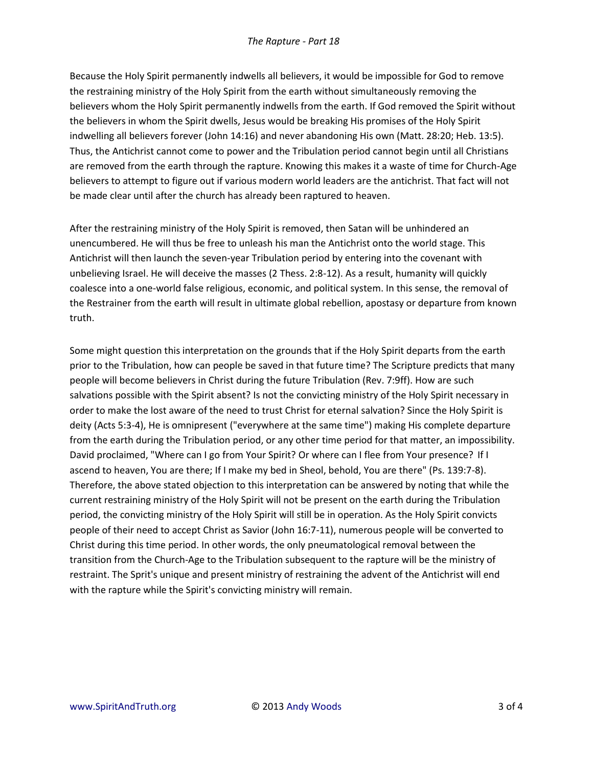Because the Holy Spirit permanently indwells all believers, it would be impossible for God to remove the restraining ministry of the Holy Spirit from the earth without simultaneously removing the believers whom the Holy Spirit permanently indwells from the earth. If God removed the Spirit without the believers in whom the Spirit dwells, Jesus would be breaking His promises of the Holy Spirit indwelling all believers forever (John 14:16) and never abandoning His own (Matt. 28:20; Heb. 13:5). Thus, the Antichrist cannot come to power and the Tribulation period cannot begin until all Christians are removed from the earth through the rapture. Knowing this makes it a waste of time for Church-Age believers to attempt to figure out if various modern world leaders are the antichrist. That fact will not be made clear until after the church has already been raptured to heaven.

After the restraining ministry of the Holy Spirit is removed, then Satan will be unhindered an unencumbered. He will thus be free to unleash his man the Antichrist onto the world stage. This Antichrist will then launch the seven-year Tribulation period by entering into the covenant with unbelieving Israel. He will deceive the masses (2 Thess. 2:8-12). As a result, humanity will quickly coalesce into a one-world false religious, economic, and political system. In this sense, the removal of the Restrainer from the earth will result in ultimate global rebellion, apostasy or departure from known truth.

Some might question this interpretation on the grounds that if the Holy Spirit departs from the earth prior to the Tribulation, how can people be saved in that future time? The Scripture predicts that many people will become believers in Christ during the future Tribulation (Rev. 7:9ff). How are such salvations possible with the Spirit absent? Is not the convicting ministry of the Holy Spirit necessary in order to make the lost aware of the need to trust Christ for eternal salvation? Since the Holy Spirit is deity (Acts 5:3-4), He is omnipresent ("everywhere at the same time") making His complete departure from the earth during the Tribulation period, or any other time period for that matter, an impossibility. David proclaimed, "Where can I go from Your Spirit? Or where can I flee from Your presence? If I ascend to heaven, You are there; If I make my bed in Sheol, behold, You are there" (Ps. 139:7-8). Therefore, the above stated objection to this interpretation can be answered by noting that while the current restraining ministry of the Holy Spirit will not be present on the earth during the Tribulation period, the convicting ministry of the Holy Spirit will still be in operation. As the Holy Spirit convicts people of their need to accept Christ as Savior (John 16:7-11), numerous people will be converted to Christ during this time period. In other words, the only pneumatological removal between the transition from the Church-Age to the Tribulation subsequent to the rapture will be the ministry of restraint. The Sprit's unique and present ministry of restraining the advent of the Antichrist will end with the rapture while the Spirit's convicting ministry will remain.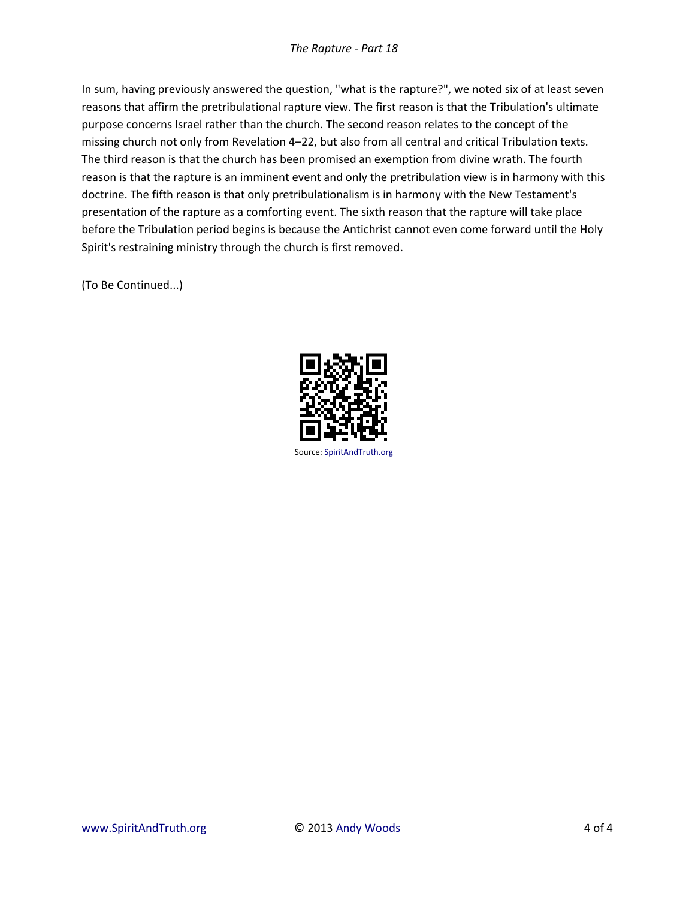In sum, having previously answered the question, "what is the rapture?", we noted six of at least seven reasons that affirm the pretribulational rapture view. The first reason is that the Tribulation's ultimate purpose concerns Israel rather than the church. The second reason relates to the concept of the missing church not only from Revelation 4–22, but also from all central and critical Tribulation texts. The third reason is that the church has been promised an exemption from divine wrath. The fourth reason is that the rapture is an imminent event and only the pretribulation view is in harmony with this doctrine. The fifth reason is that only pretribulationalism is in harmony with the New Testament's presentation of the rapture as a comforting event. The sixth reason that the rapture will take place before the Tribulation period begins is because the Antichrist cannot even come forward until the Holy Spirit's restraining ministry through the church is first removed.

(To Be Continued...)

Source: SpiritAndTruth.org